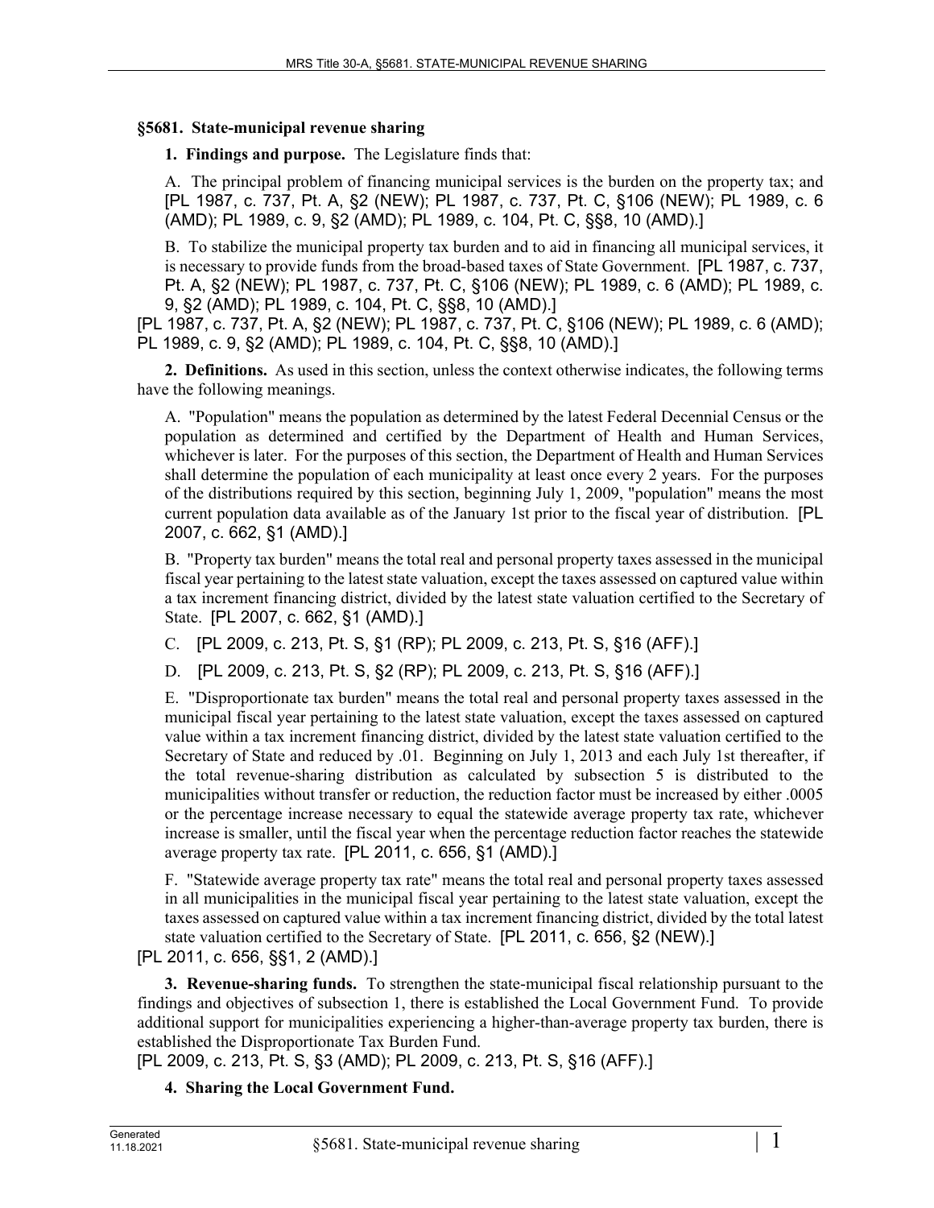**§5681. State-municipal revenue sharing**

**1. Findings and purpose.** The Legislature finds that:

A. The principal problem of financing municipal services is the burden on the property tax; and [PL 1987, c. 737, Pt. A, §2 (NEW); PL 1987, c. 737, Pt. C, §106 (NEW); PL 1989, c. 6 (AMD); PL 1989, c. 9, §2 (AMD); PL 1989, c. 104, Pt. C, §§8, 10 (AMD).]

B. To stabilize the municipal property tax burden and to aid in financing all municipal services, it is necessary to provide funds from the broad-based taxes of State Government. [PL 1987, c. 737, Pt. A, §2 (NEW); PL 1987, c. 737, Pt. C, §106 (NEW); PL 1989, c. 6 (AMD); PL 1989, c. 9, §2 (AMD); PL 1989, c. 104, Pt. C, §§8, 10 (AMD).]

[PL 1987, c. 737, Pt. A, §2 (NEW); PL 1987, c. 737, Pt. C, §106 (NEW); PL 1989, c. 6 (AMD); PL 1989, c. 9, §2 (AMD); PL 1989, c. 104, Pt. C, §§8, 10 (AMD).]

**2. Definitions.** As used in this section, unless the context otherwise indicates, the following terms have the following meanings.

A. "Population" means the population as determined by the latest Federal Decennial Census or the population as determined and certified by the Department of Health and Human Services, whichever is later. For the purposes of this section, the Department of Health and Human Services shall determine the population of each municipality at least once every 2 years. For the purposes of the distributions required by this section, beginning July 1, 2009, "population" means the most current population data available as of the January 1st prior to the fiscal year of distribution. [PL 2007, c. 662, §1 (AMD).]

B. "Property tax burden" means the total real and personal property taxes assessed in the municipal fiscal year pertaining to the latest state valuation, except the taxes assessed on captured value within a tax increment financing district, divided by the latest state valuation certified to the Secretary of State. [PL 2007, c. 662, §1 (AMD).]

C. [PL 2009, c. 213, Pt. S, §1 (RP); PL 2009, c. 213, Pt. S, §16 (AFF).]

D. [PL 2009, c. 213, Pt. S, §2 (RP); PL 2009, c. 213, Pt. S, §16 (AFF).]

E. "Disproportionate tax burden" means the total real and personal property taxes assessed in the municipal fiscal year pertaining to the latest state valuation, except the taxes assessed on captured value within a tax increment financing district, divided by the latest state valuation certified to the Secretary of State and reduced by .01. Beginning on July 1, 2013 and each July 1st thereafter, if the total revenue-sharing distribution as calculated by subsection 5 is distributed to the municipalities without transfer or reduction, the reduction factor must be increased by either .0005 or the percentage increase necessary to equal the statewide average property tax rate, whichever increase is smaller, until the fiscal year when the percentage reduction factor reaches the statewide average property tax rate. [PL 2011, c. 656, §1 (AMD).]

F. "Statewide average property tax rate" means the total real and personal property taxes assessed in all municipalities in the municipal fiscal year pertaining to the latest state valuation, except the taxes assessed on captured value within a tax increment financing district, divided by the total latest state valuation certified to the Secretary of State. [PL 2011, c. 656, §2 (NEW).]

[PL 2011, c. 656, §§1, 2 (AMD).]

**3. Revenue-sharing funds.** To strengthen the state-municipal fiscal relationship pursuant to the findings and objectives of subsection 1, there is established the Local Government Fund. To provide additional support for municipalities experiencing a higher-than-average property tax burden, there is established the Disproportionate Tax Burden Fund.

[PL 2009, c. 213, Pt. S, §3 (AMD); PL 2009, c. 213, Pt. S, §16 (AFF).]

**4. Sharing the Local Government Fund.**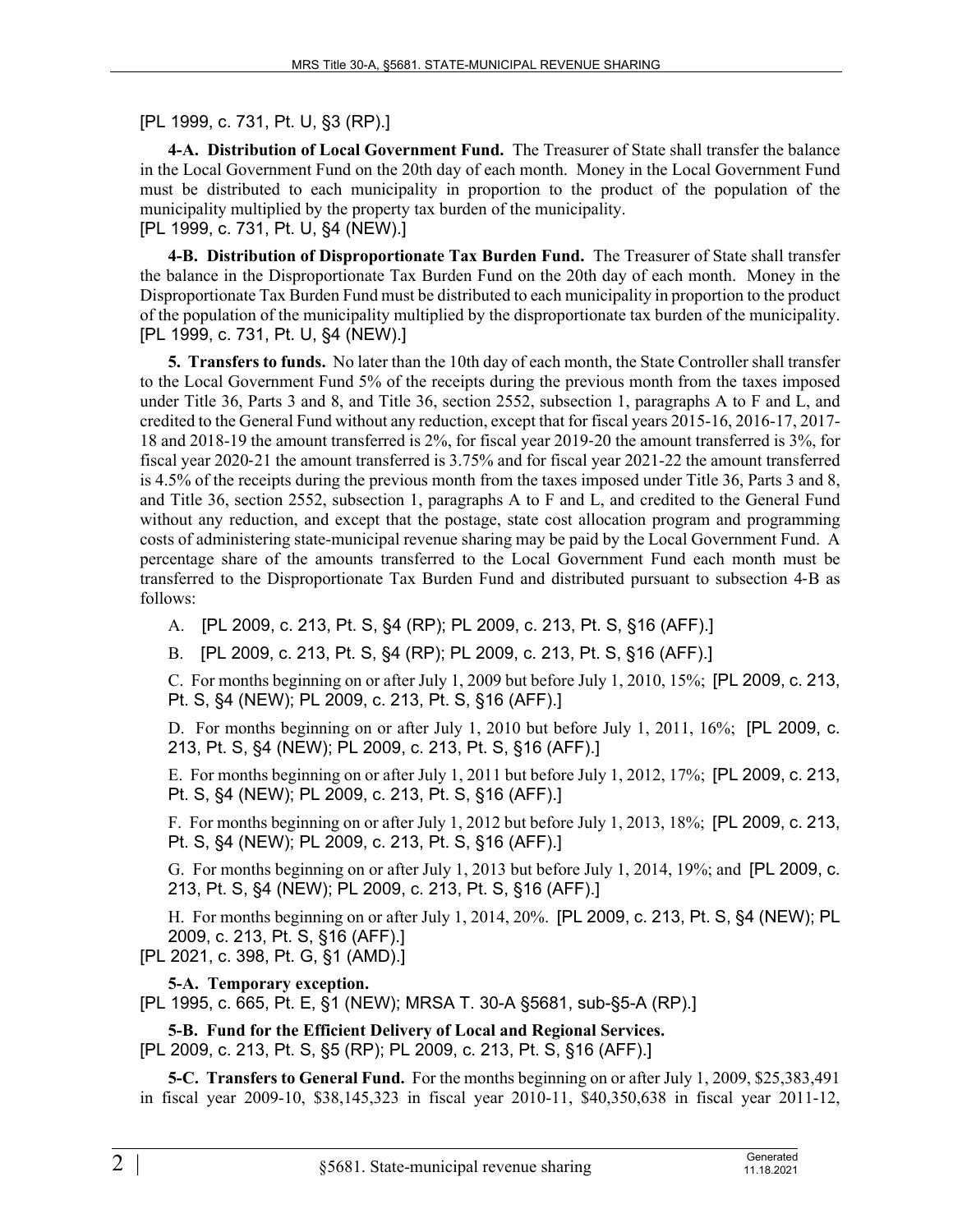[PL 1999, c. 731, Pt. U, §3 (RP).]

**4-A. Distribution of Local Government Fund.** The Treasurer of State shall transfer the balance in the Local Government Fund on the 20th day of each month. Money in the Local Government Fund must be distributed to each municipality in proportion to the product of the population of the municipality multiplied by the property tax burden of the municipality.
[PL 1999, c. 731, Pt. U, §4 (NEW).]

**4-B. Distribution of Disproportionate Tax Burden Fund.** The Treasurer of State shall transfer the balance in the Disproportionate Tax Burden Fund on the 20th day of each month. Money in the Disproportionate Tax Burden Fund must be distributed to each municipality in proportion to the product of the population of the municipality multiplied by the disproportionate tax burden of the municipality.
[PL 1999, c. 731, Pt. U, §4 (NEW).]

**5. Transfers to funds.** No later than the 10th day of each month, the State Controller shall transfer to the Local Government Fund 5% of the receipts during the previous month from the taxes imposed under Title 36, Parts 3 and 8, and Title 36, section 2552, subsection 1, paragraphs A to F and L, and credited to the General Fund without any reduction, except that for fiscal years 2015-16, 2016-17, 2017-18 and 2018-19 the amount transferred is 2%, for fiscal year 2019-20 the amount transferred is 3%, for fiscal year 2020-21 the amount transferred is 3.75% and for fiscal year 2021-22 the amount transferred is 4.5% of the receipts during the previous month from the taxes imposed under Title 36, Parts 3 and 8, and Title 36, section 2552, subsection 1, paragraphs A to F and L, and credited to the General Fund without any reduction, and except that the postage, state cost allocation program and programming costs of administering state-municipal revenue sharing may be paid by the Local Government Fund. A percentage share of the amounts transferred to the Local Government Fund each month must be transferred to the Disproportionate Tax Burden Fund and distributed pursuant to subsection 4-B as follows:

A. [PL 2009, c. 213, Pt. S, §4 (RP); PL 2009, c. 213, Pt. S, §16 (AFF).]

B. [PL 2009, c. 213, Pt. S, §4 (RP); PL 2009, c. 213, Pt. S, §16 (AFF).]

C. For months beginning on or after July 1, 2009 but before July 1, 2010, 15%; [PL 2009, c. 213, Pt. S, §4 (NEW); PL 2009, c. 213, Pt. S, §16 (AFF).]

D. For months beginning on or after July 1, 2010 but before July 1, 2011, 16%; [PL 2009, c. 213, Pt. S, §4 (NEW); PL 2009, c. 213, Pt. S, §16 (AFF).]

E. For months beginning on or after July 1, 2011 but before July 1, 2012, 17%; [PL 2009, c. 213, Pt. S, §4 (NEW); PL 2009, c. 213, Pt. S, §16 (AFF).]

F. For months beginning on or after July 1, 2012 but before July 1, 2013, 18%; [PL 2009, c. 213, Pt. S, §4 (NEW); PL 2009, c. 213, Pt. S, §16 (AFF).]

G. For months beginning on or after July 1, 2013 but before July 1, 2014, 19%; and [PL 2009, c. 213, Pt. S, §4 (NEW); PL 2009, c. 213, Pt. S, §16 (AFF).]

H. For months beginning on or after July 1, 2014, 20%. [PL 2009, c. 213, Pt. S, §4 (NEW); PL 2009, c. 213, Pt. S, §16 (AFF).]

[PL 2021, c. 398, Pt. G, §1 (AMD).]

**5-A. Temporary exception.**
[PL 1995, c. 665, Pt. E, §1 (NEW); MRSA T. 30-A §5681, sub-§5-A (RP).]

**5-B. Fund for the Efficient Delivery of Local and Regional Services.**
[PL 2009, c. 213, Pt. S, §5 (RP); PL 2009, c. 213, Pt. S, §16 (AFF).]

**5-C. Transfers to General Fund.** For the months beginning on or after July 1, 2009, $25,383,491 in fiscal year 2009-10, $38,145,323 in fiscal year 2010-11, $40,350,638 in fiscal year 2011-12,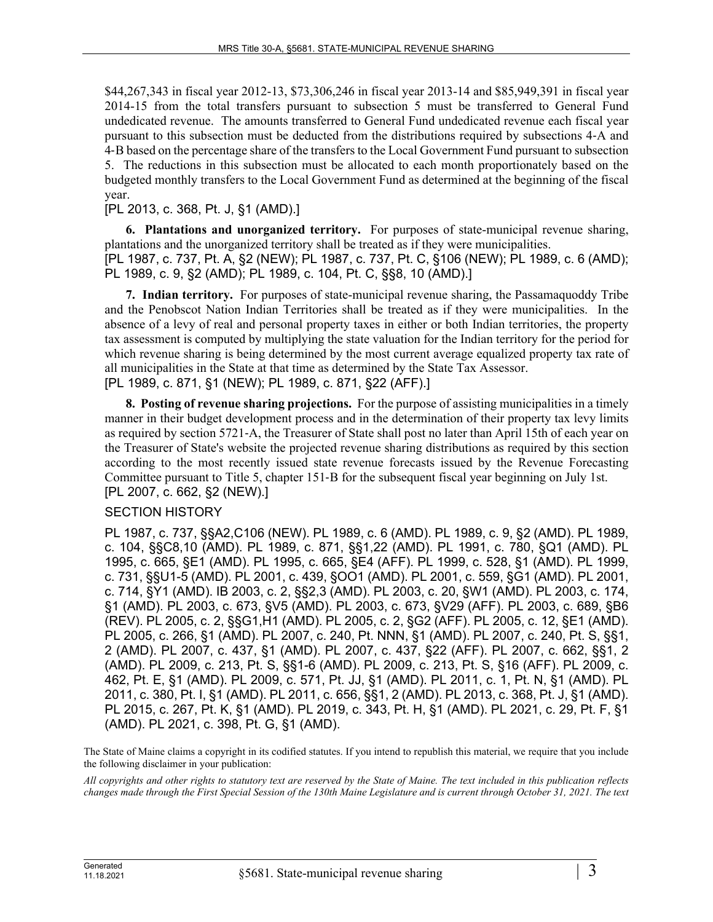$44,267,343 in fiscal year 2012-13, $73,306,246 in fiscal year 2013-14 and $85,949,391 in fiscal year 2014-15 from the total transfers pursuant to subsection 5 must be transferred to General Fund undedicated revenue. The amounts transferred to General Fund undedicated revenue each fiscal year pursuant to this subsection must be deducted from the distributions required by subsections 4-A and 4-B based on the percentage share of the transfers to the Local Government Fund pursuant to subsection 5. The reductions in this subsection must be allocated to each month proportionately based on the budgeted monthly transfers to the Local Government Fund as determined at the beginning of the fiscal year.

[PL 2013, c. 368, Pt. J, §1 (AMD).]

**6. Plantations and unorganized territory.** For purposes of state-municipal revenue sharing, plantations and the unorganized territory shall be treated as if they were municipalities.

[PL 1987, c. 737, Pt. A, §2 (NEW); PL 1987, c. 737, Pt. C, §106 (NEW); PL 1989, c. 6 (AMD); PL 1989, c. 9, §2 (AMD); PL 1989, c. 104, Pt. C, §§8, 10 (AMD).]

**7. Indian territory.** For purposes of state-municipal revenue sharing, the Passamaquoddy Tribe and the Penobscot Nation Indian Territories shall be treated as if they were municipalities. In the absence of a levy of real and personal property taxes in either or both Indian territories, the property tax assessment is computed by multiplying the state valuation for the Indian territory for the period for which revenue sharing is being determined by the most current average equalized property tax rate of all municipalities in the State at that time as determined by the State Tax Assessor.

[PL 1989, c. 871, §1 (NEW); PL 1989, c. 871, §22 (AFF).]

**8. Posting of revenue sharing projections.** For the purpose of assisting municipalities in a timely manner in their budget development process and in the determination of their property tax levy limits as required by section 5721-A, the Treasurer of State shall post no later than April 15th of each year on the Treasurer of State's website the projected revenue sharing distributions as required by this section according to the most recently issued state revenue forecasts issued by the Revenue Forecasting Committee pursuant to Title 5, chapter 151-B for the subsequent fiscal year beginning on July 1st.

[PL 2007, c. 662, §2 (NEW).]

SECTION HISTORY

PL 1987, c. 737, §§A2,C106 (NEW). PL 1989, c. 6 (AMD). PL 1989, c. 9, §2 (AMD). PL 1989, c. 104, §§C8,10 (AMD). PL 1989, c. 871, §§1,22 (AMD). PL 1991, c. 780, §Q1 (AMD). PL 1995, c. 665, §E1 (AMD). PL 1995, c. 665, §E4 (AFF). PL 1999, c. 528, §1 (AMD). PL 1999, c. 731, §§U1-5 (AMD). PL 2001, c. 439, §OO1 (AMD). PL 2001, c. 559, §G1 (AMD). PL 2001, c. 714, §Y1 (AMD). IB 2003, c. 2, §§2,3 (AMD). PL 2003, c. 20, §W1 (AMD). PL 2003, c. 174, §1 (AMD). PL 2003, c. 673, §V5 (AMD). PL 2003, c. 673, §V29 (AFF). PL 2003, c. 689, §B6 (REV). PL 2005, c. 2, §§G1,H1 (AMD). PL 2005, c. 2, §G2 (AFF). PL 2005, c. 12, §E1 (AMD). PL 2005, c. 266, §1 (AMD). PL 2007, c. 240, Pt. NNN, §1 (AMD). PL 2007, c. 240, Pt. S, §§1, 2 (AMD). PL 2007, c. 437, §1 (AMD). PL 2007, c. 437, §22 (AFF). PL 2007, c. 662, §§1, 2 (AMD). PL 2009, c. 213, Pt. S, §§1-6 (AMD). PL 2009, c. 213, Pt. S, §16 (AFF). PL 2009, c. 462, Pt. E, §1 (AMD). PL 2009, c. 571, Pt. JJ, §1 (AMD). PL 2011, c. 1, Pt. N, §1 (AMD). PL 2011, c. 380, Pt. I, §1 (AMD). PL 2011, c. 656, §§1, 2 (AMD). PL 2013, c. 368, Pt. J, §1 (AMD). PL 2015, c. 267, Pt. K, §1 (AMD). PL 2019, c. 343, Pt. H, §1 (AMD). PL 2021, c. 29, Pt. F, §1 (AMD). PL 2021, c. 398, Pt. G, §1 (AMD).

The State of Maine claims a copyright in its codified statutes. If you intend to republish this material, we require that you include the following disclaimer in your publication:

*All copyrights and other rights to statutory text are reserved by the State of Maine. The text included in this publication reflects changes made through the First Special Session of the 130th Maine Legislature and is current through October 31, 2021. The text*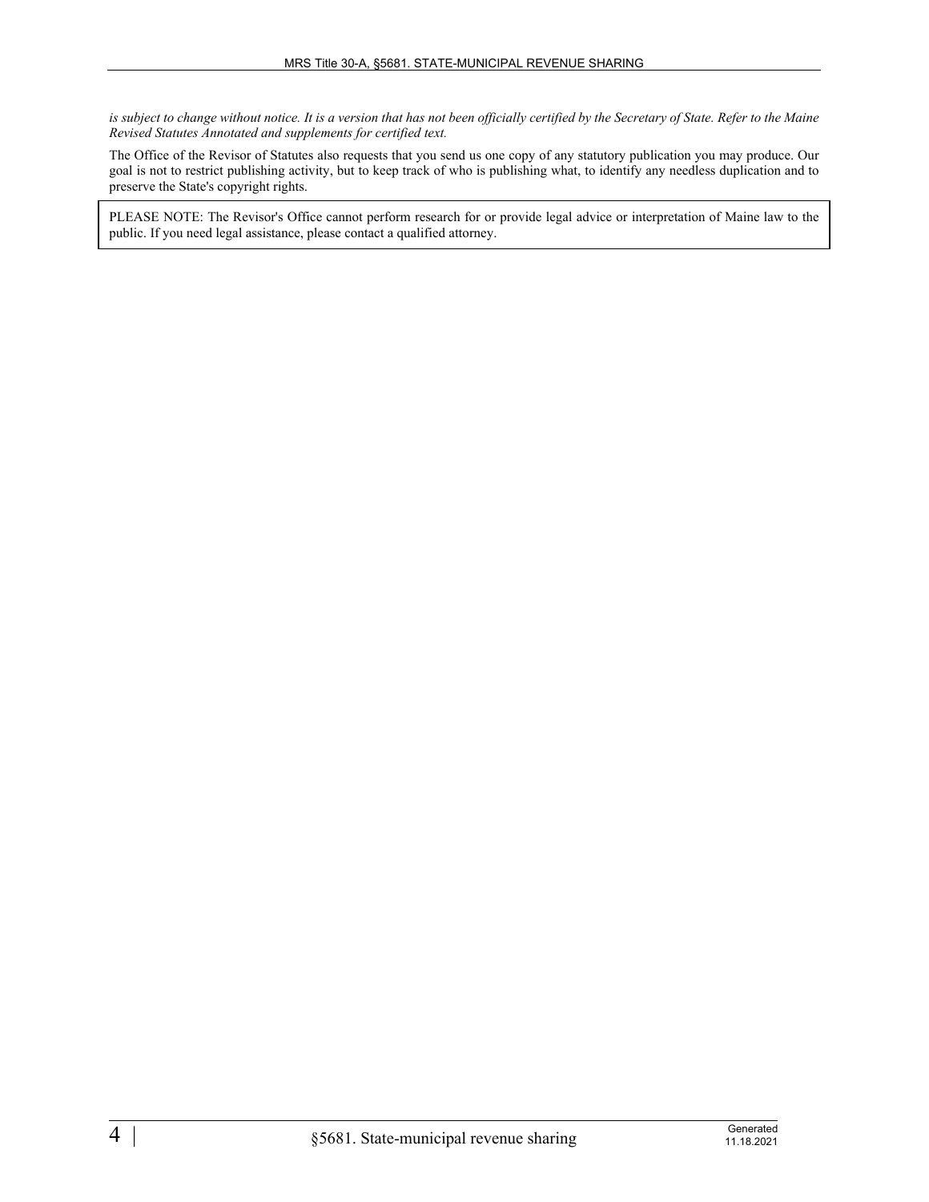*is subject to change without notice. It is a version that has not been officially certified by the Secretary of State. Refer to the Maine Revised Statutes Annotated and supplements for certified text.*

The Office of the Revisor of Statutes also requests that you send us one copy of any statutory publication you may produce. Our goal is not to restrict publishing activity, but to keep track of who is publishing what, to identify any needless duplication and to preserve the State's copyright rights.

PLEASE NOTE: The Revisor's Office cannot perform research for or provide legal advice or interpretation of Maine law to the public. If you need legal assistance, please contact a qualified attorney.